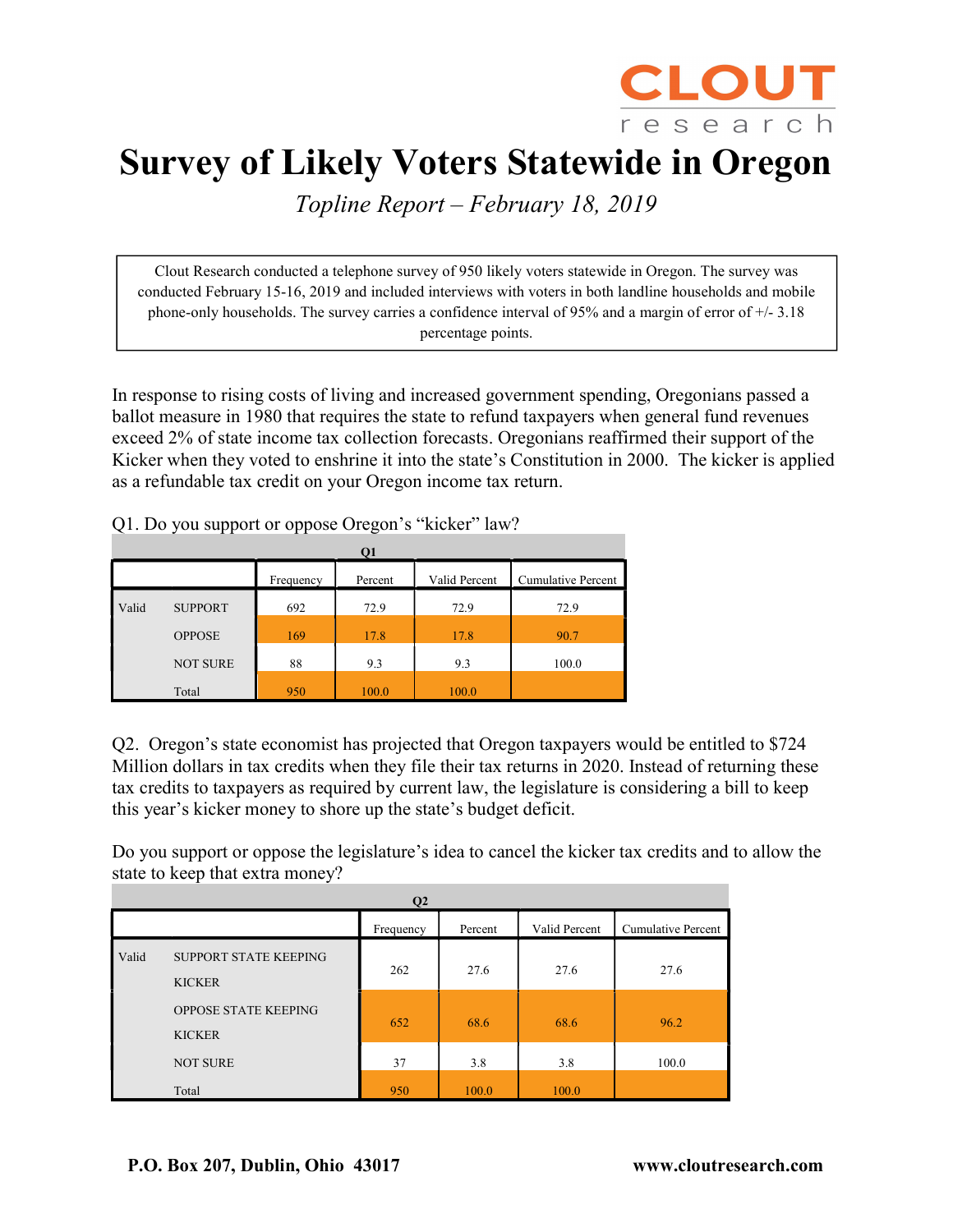CLOUT research

# Survey of Likely Voters Statewide in Oregon

*Topline Report – February 18, 2019*

Clout Research conducted a telephone survey of 950 likely voters statewide in Oregon. The survey was conducted February 15-16, 2019 and included interviews with voters in both landline households and mobile phone-only households. The survey carries a confidence interval of 95% and a margin of error of +/- 3.18 percentage points.

In response to rising costs of living and increased government spending, Oregonians passed a ballot measure in 1980 that requires the state to refund taxpayers when general fund revenues exceed 2% of state income tax collection forecasts. Oregonians reaffirmed their support of the Kicker when they voted to enshrine it into the state's Constitution in 2000. The kicker is applied as a refundable tax credit on your Oregon income tax return.

Q1. Do you support or oppose Oregon's "kicker" law?

| Q1 | | Frequency | Percent | Valid Percent | Cumulative Percent |
|---|---|---|---|---|---|
| Valid | SUPPORT | 692 | 72.9 | 72.9 | 72.9 |
| | OPPOSE | 169 | 17.8 | 17.8 | 90.7 |
| | NOT SURE | 88 | 9.3 | 9.3 | 100.0 |
| | Total | 950 | 100.0 | 100.0 | |

Q2. Oregon's state economist has projected that Oregon taxpayers would be entitled to $724 Million dollars in tax credits when they file their tax returns in 2020. Instead of returning these tax credits to taxpayers as required by current law, the legislature is considering a bill to keep this year's kicker money to shore up the state's budget deficit.

Do you support or oppose the legislature's idea to cancel the kicker tax credits and to allow the state to keep that extra money?

| Q2 | | Frequency | Percent | Valid Percent | Cumulative Percent |
|---|---|---|---|---|---|
| Valid | SUPPORT STATE KEEPING KICKER | 262 | 27.6 | 27.6 | 27.6 |
| | OPPOSE STATE KEEPING KICKER | 652 | 68.6 | 68.6 | 96.2 |
| | NOT SURE | 37 | 3.8 | 3.8 | 100.0 |
| | Total | 950 | 100.0 | 100.0 | |

**P.O. Box 207, Dublin, Ohio 43017** **www.cloutresearch.com**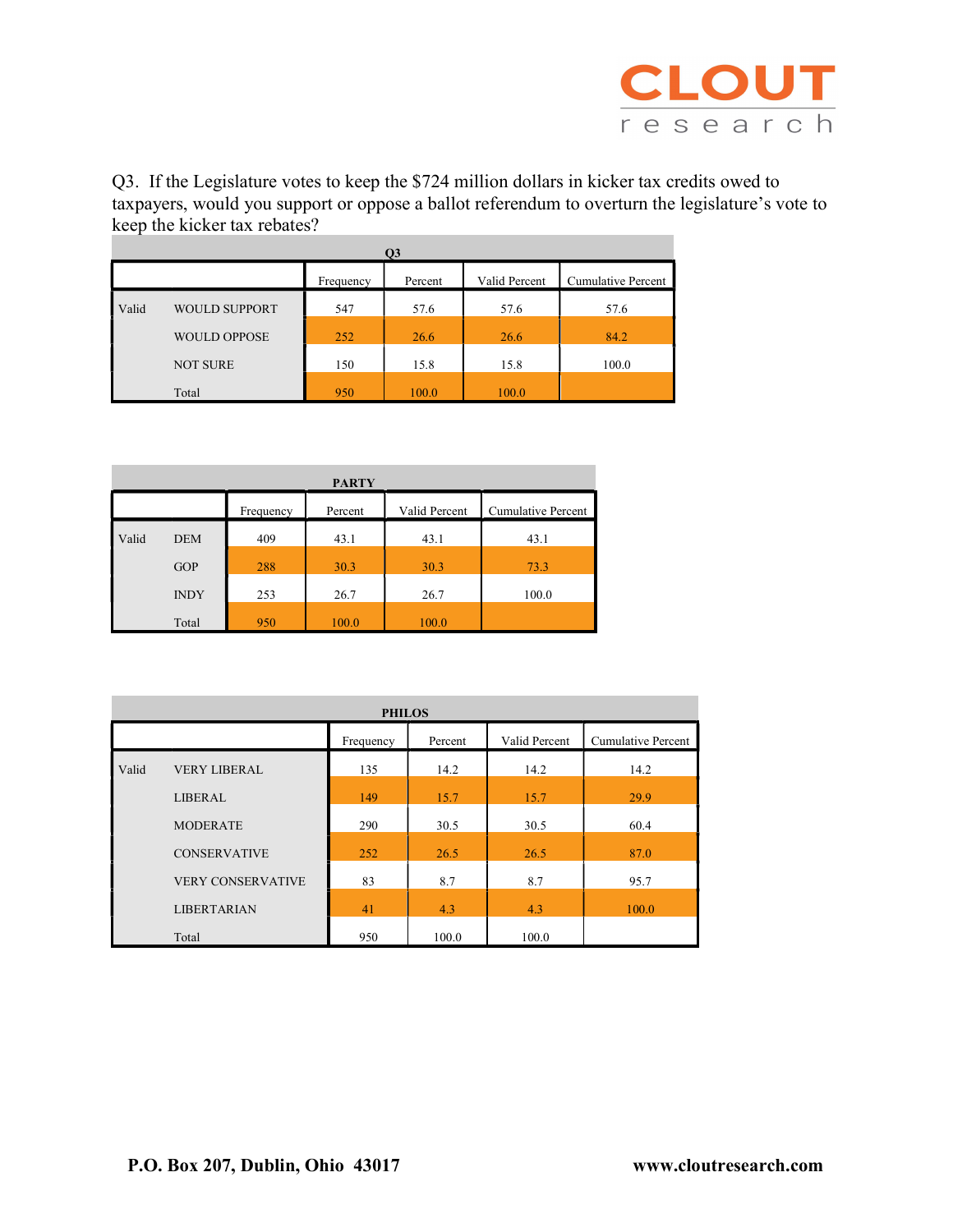Q3. If the Legislature votes to keep the $724 million dollars in kicker tax credits owed to taxpayers, would you support or oppose a ballot referendum to overturn the legislature's vote to keep the kicker tax rebates?

**Q3**

| | | Frequency | Percent | Valid Percent | Cumulative Percent |
|---|---|---|---|---|---|
| Valid | WOULD SUPPORT | 547 | 57.6 | 57.6 | 57.6 |
| | WOULD OPPOSE | 252 | 26.6 | 26.6 | 84.2 |
| | NOT SURE | 150 | 15.8 | 15.8 | 100.0 |
| | Total | 950 | 100.0 | 100.0 | |

**PARTY**

| | | Frequency | Percent | Valid Percent | Cumulative Percent |
|---|---|---|---|---|---|
| Valid | DEM | 409 | 43.1 | 43.1 | 43.1 |
| | GOP | 288 | 30.3 | 30.3 | 73.3 |
| | INDY | 253 | 26.7 | 26.7 | 100.0 |
| | Total | 950 | 100.0 | 100.0 | |

**PHILOS**

| | | Frequency | Percent | Valid Percent | Cumulative Percent |
|---|---|---|---|---|---|
| Valid | VERY LIBERAL | 135 | 14.2 | 14.2 | 14.2 |
| | LIBERAL | 149 | 15.7 | 15.7 | 29.9 |
| | MODERATE | 290 | 30.5 | 30.5 | 60.4 |
| | CONSERVATIVE | 252 | 26.5 | 26.5 | 87.0 |
| | VERY CONSERVATIVE | 83 | 8.7 | 8.7 | 95.7 |
| | LIBERTARIAN | 41 | 4.3 | 4.3 | 100.0 |
| | Total | 950 | 100.0 | 100.0 | |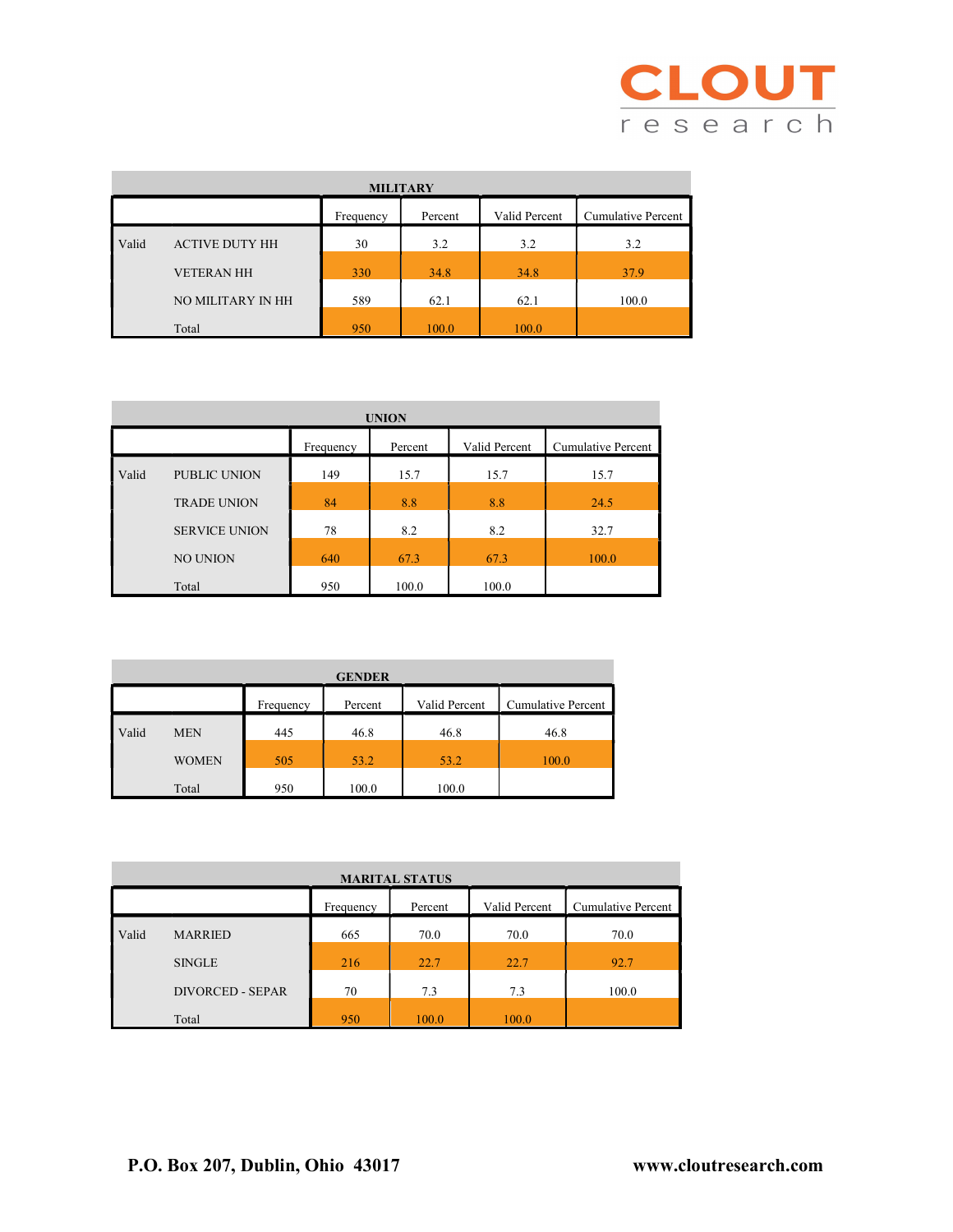| MILITARY | | | | | |
|---|---|---|---|---|---|
| | | Frequency | Percent | Valid Percent | Cumulative Percent |
| Valid | ACTIVE DUTY HH | 30 | 3.2 | 3.2 | 3.2 |
| | VETERAN HH | 330 | 34.8 | 34.8 | 37.9 |
| | NO MILITARY IN HH | 589 | 62.1 | 62.1 | 100.0 |
| | Total | 950 | 100.0 | 100.0 | |

| UNION | | | | | |
|---|---|---|---|---|---|
| | | Frequency | Percent | Valid Percent | Cumulative Percent |
| Valid | PUBLIC UNION | 149 | 15.7 | 15.7 | 15.7 |
| | TRADE UNION | 84 | 8.8 | 8.8 | 24.5 |
| | SERVICE UNION | 78 | 8.2 | 8.2 | 32.7 |
| | NO UNION | 640 | 67.3 | 67.3 | 100.0 |
| | Total | 950 | 100.0 | 100.0 | |

| GENDER | | | | | |
|---|---|---|---|---|---|
| | | Frequency | Percent | Valid Percent | Cumulative Percent |
| Valid | MEN | 445 | 46.8 | 46.8 | 46.8 |
| | WOMEN | 505 | 53.2 | 53.2 | 100.0 |
| | Total | 950 | 100.0 | 100.0 | |

| MARITAL STATUS | | | | | |
|---|---|---|---|---|---|
| | | Frequency | Percent | Valid Percent | Cumulative Percent |
| Valid | MARRIED | 665 | 70.0 | 70.0 | 70.0 |
| | SINGLE | 216 | 22.7 | 22.7 | 92.7 |
| | DIVORCED - SEPAR | 70 | 7.3 | 7.3 | 100.0 |
| | Total | 950 | 100.0 | 100.0 | |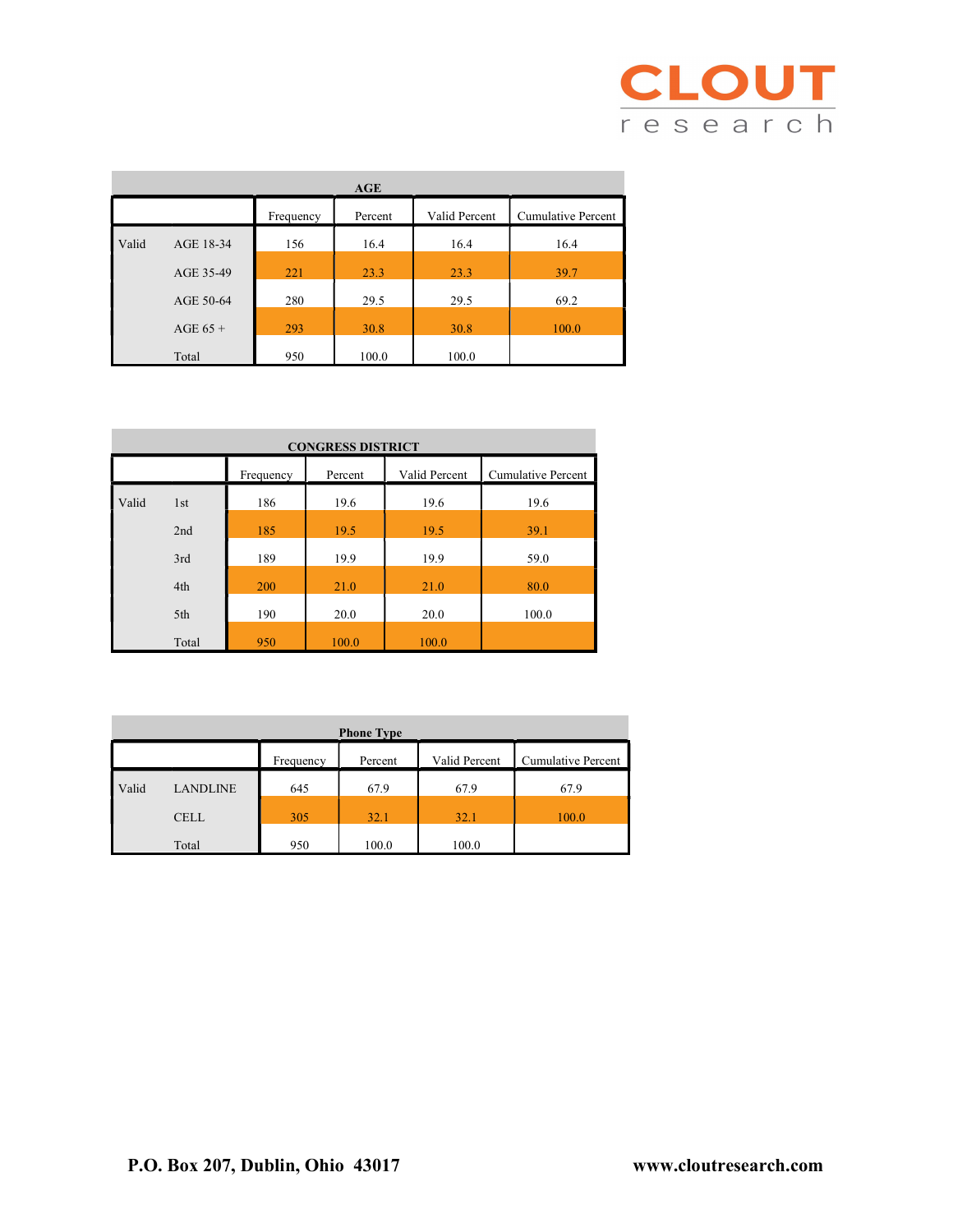**AGE**

| | | Frequency | Percent | Valid Percent | Cumulative Percent |
|---|---|---|---|---|---|
| Valid | AGE 18-34 | 156 | 16.4 | 16.4 | 16.4 |
| | AGE 35-49 | 221 | 23.3 | 23.3 | 39.7 |
| | AGE 50-64 | 280 | 29.5 | 29.5 | 69.2 |
| | AGE 65 + | 293 | 30.8 | 30.8 | 100.0 |
| | Total | 950 | 100.0 | 100.0 | |

**CONGRESS DISTRICT**

| | | Frequency | Percent | Valid Percent | Cumulative Percent |
|---|---|---|---|---|---|
| Valid | 1st | 186 | 19.6 | 19.6 | 19.6 |
| | 2nd | 185 | 19.5 | 19.5 | 39.1 |
| | 3rd | 189 | 19.9 | 19.9 | 59.0 |
| | 4th | 200 | 21.0 | 21.0 | 80.0 |
| | 5th | 190 | 20.0 | 20.0 | 100.0 |
| | Total | 950 | 100.0 | 100.0 | |

**Phone Type**

| | | Frequency | Percent | Valid Percent | Cumulative Percent |
|---|---|---|---|---|---|
| Valid | LANDLINE | 645 | 67.9 | 67.9 | 67.9 |
| | CELL | 305 | 32.1 | 32.1 | 100.0 |
| | Total | 950 | 100.0 | 100.0 | |

**P.O. Box 207, Dublin, Ohio 43017** **www.cloutresearch.com**